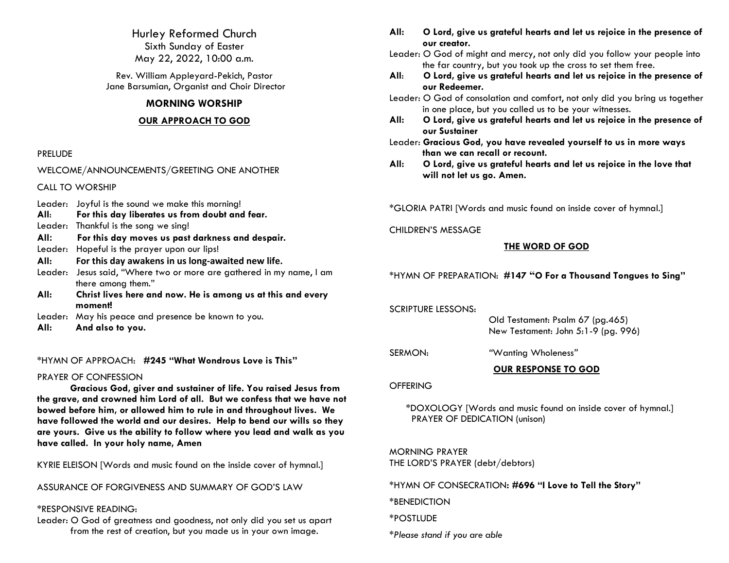# Hurley Reformed Church

Sixth Sunday of Easter
May 22, 2022, 10:00 a.m.

Rev. William Appleyard-Pekich, Pastor
Jane Barsumian, Organist and Choir Director

## MORNING WORSHIP

### OUR APPROACH TO GOD

PRELUDE

WELCOME/ANNOUNCEMENTS/GREETING ONE ANOTHER

CALL TO WORSHIP

Leader: Joyful is the sound we make this morning!
**All: For this day liberates us from doubt and fear.**
Leader: Thankful is the song we sing!
**All: For this day moves us past darkness and despair.**
Leader: Hopeful is the prayer upon our lips!
**All: For this day awakens in us long-awaited new life.**
Leader: Jesus said, "Where two or more are gathered in my name, I am there among them."
**All: Christ lives here and now. He is among us at this and every moment!**
Leader: May his peace and presence be known to you.
**All: And also to you.**

*HYMN OF APPROACH: **#245 "What Wondrous Love is This"**

PRAYER OF CONFESSION

**Gracious God, giver and sustainer of life. You raised Jesus from the grave, and crowned him Lord of all. But we confess that we have not bowed before him, or allowed him to rule in and throughout lives. We have followed the world and our desires. Help to bend our wills so they are yours. Give us the ability to follow where you lead and walk as you have called. In your holy name, Amen**

KYRIE ELEISON [Words and music found on the inside cover of hymnal.]

ASSURANCE OF FORGIVENESS AND SUMMARY OF GOD'S LAW

*RESPONSIVE READING:

Leader: O God of greatness and goodness, not only did you set us apart from the rest of creation, but you made us in your own image.
**All: O Lord, give us grateful hearts and let us rejoice in the presence of our creator.**
Leader: O God of might and mercy, not only did you follow your people into the far country, but you took up the cross to set them free.
**All: O Lord, give us grateful hearts and let us rejoice in the presence of our Redeemer.**
Leader: O God of consolation and comfort, not only did you bring us together in one place, but you called us to be your witnesses.
**All: O Lord, give us grateful hearts and let us rejoice in the presence of our Sustainer**
Leader: **Gracious God, you have revealed yourself to us in more ways than we can recall or recount.**
**All: O Lord, give us grateful hearts and let us rejoice in the love that will not let us go. Amen.**

*GLORIA PATRI [Words and music found on inside cover of hymnal.]

CHILDREN'S MESSAGE

### THE WORD OF GOD

*HYMN OF PREPARATION: **#147 "O For a Thousand Tongues to Sing"**

SCRIPTURE LESSONS:
Old Testament: Psalm 67 (pg.465)
New Testament: John 5:1-9 (pg. 996)

SERMON: "Wanting Wholeness"

### OUR RESPONSE TO GOD

OFFERING

*DOXOLOGY [Words and music found on inside cover of hymnal.]
PRAYER OF DEDICATION (unison)

MORNING PRAYER
THE LORD'S PRAYER (debt/debtors)

*HYMN OF CONSECRATION: **#696 "I Love to Tell the Story"**

*BENEDICTION

*POSTLUDE

*\*Please stand if you are able*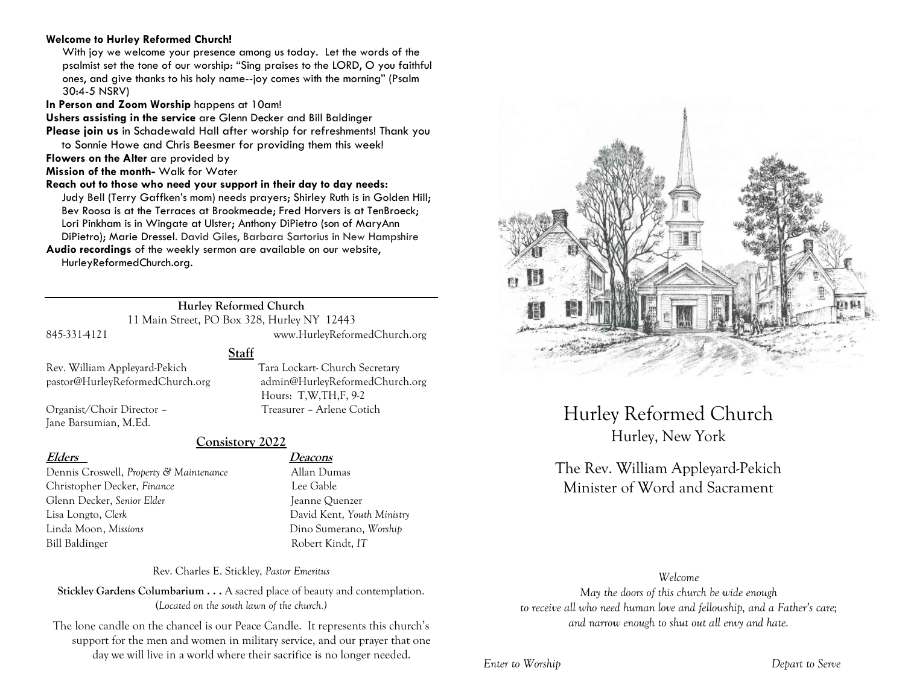**Welcome to Hurley Reformed Church!**
With joy we welcome your presence among us today. Let the words of the psalmist set the tone of our worship: "Sing praises to the LORD, O you faithful ones, and give thanks to his holy name--joy comes with the morning" (Psalm 30:4-5 NSRV)

**In Person and Zoom Worship** happens at 10am!

**Ushers assisting in the service** are Glenn Decker and Bill Baldinger

**Please join us** in Schadewald Hall after worship for refreshments! Thank you to Sonnie Howe and Chris Beesmer for providing them this week!

**Flowers on the Alter** are provided by

**Mission of the month-** Walk for Water

**Reach out to those who need your support in their day to day needs:**
Judy Bell (Terry Gaffken's mom) needs prayers; Shirley Ruth is in Golden Hill; Bev Roosa is at the Terraces at Brookmeade; Fred Horvers is at TenBroeck; Lori Pinkham is in Wingate at Ulster; Anthony DiPietro (son of MaryAnn DiPietro); Marie Dressel. David Giles, Barbara Sartorius in New Hampshire

**Audio recordings** of the weekly sermon are available on our website, HurleyReformedChurch.org.

---

**Hurley Reformed Church**
11 Main Street, PO Box 328, Hurley NY 12443
845-331-4121 www.HurleyReformedChurch.org

**Staff**

Rev. William Appleyard-Pekich
pastor@HurleyReformedChurch.org

Tara Lockart- Church Secretary
admin@HurleyReformedChurch.org
Hours: T,W,TH,F, 9-2

Organist/Choir Director – Jane Barsumian, M.Ed.

Treasurer – Arlene Cotich

**Consistory 2022**

| **Elders** | **Deacons** |
|---|---|
| Dennis Croswell, *Property & Maintenance* | Allan Dumas |
| Christopher Decker, *Finance* | Lee Gable |
| Glenn Decker, *Senior Elder* | Jeanne Quenzer |
| Lisa Longto, *Clerk* | David Kent, *Youth Ministry* |
| Linda Moon, *Missions* | Dino Sumerano, *Worship* |
| Bill Baldinger | Robert Kindt, *IT* |

Rev. Charles E. Stickley, *Pastor Emeritus*

**Stickley Gardens Columbarium . . .** A sacred place of beauty and contemplation. (*Located on the south lawn of the church.*)

The lone candle on the chancel is our Peace Candle. It represents this church's support for the men and women in military service, and our prayer that one day we will live in a world where their sacrifice is no longer needed.

# Hurley Reformed Church

Hurley, New York

The Rev. William Appleyard-Pekich
Minister of Word and Sacrament

*Welcome*
*May the doors of this church be wide enough to receive all who need human love and fellowship, and a Father's care; and narrow enough to shut out all envy and hate.*

*Enter to Worship* *Depart to Serve*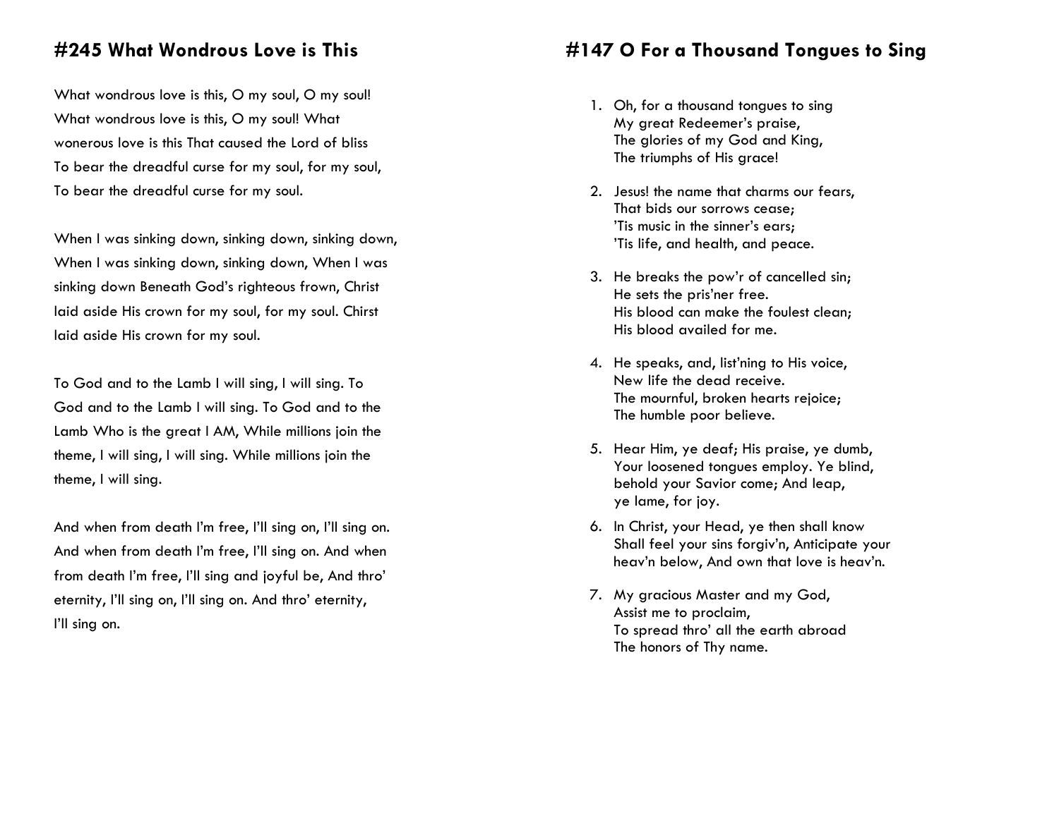## #245 What Wondrous Love is This

What wondrous love is this, O my soul, O my soul!
What wondrous love is this, O my soul! What
wonerous love is this That caused the Lord of bliss
To bear the dreadful curse for my soul, for my soul,
To bear the dreadful curse for my soul.

When I was sinking down, sinking down, sinking down,
When I was sinking down, sinking down, When I was
sinking down Beneath God's righteous frown, Christ
laid aside His crown for my soul, for my soul. Chirst
laid aside His crown for my soul.

To God and to the Lamb I will sing, I will sing. To
God and to the Lamb I will sing. To God and to the
Lamb Who is the great I AM, While millions join the
theme, I will sing, I will sing. While millions join the
theme, I will sing.

And when from death I'm free, I'll sing on, I'll sing on.
And when from death I'm free, I'll sing on. And when
from death I'm free, I'll sing and joyful be, And thro'
eternity, I'll sing on, I'll sing on. And thro' eternity,
I'll sing on.

## #147 O For a Thousand Tongues to Sing

1. Oh, for a thousand tongues to sing
   My great Redeemer's praise,
   The glories of my God and King,
   The triumphs of His grace!

2. Jesus! the name that charms our fears,
   That bids our sorrows cease;
   'Tis music in the sinner's ears;
   'Tis life, and health, and peace.

3. He breaks the pow'r of cancelled sin;
   He sets the pris'ner free.
   His blood can make the foulest clean;
   His blood availed for me.

4. He speaks, and, list'ning to His voice,
   New life the dead receive.
   The mournful, broken hearts rejoice;
   The humble poor believe.

5. Hear Him, ye deaf; His praise, ye dumb,
   Your loosened tongues employ. Ye blind,
   behold your Savior come; And leap,
   ye lame, for joy.

6. In Christ, your Head, ye then shall know
   Shall feel your sins forgiv'n, Anticipate your
   heav'n below, And own that love is heav'n.

7. My gracious Master and my God,
   Assist me to proclaim,
   To spread thro' all the earth abroad
   The honors of Thy name.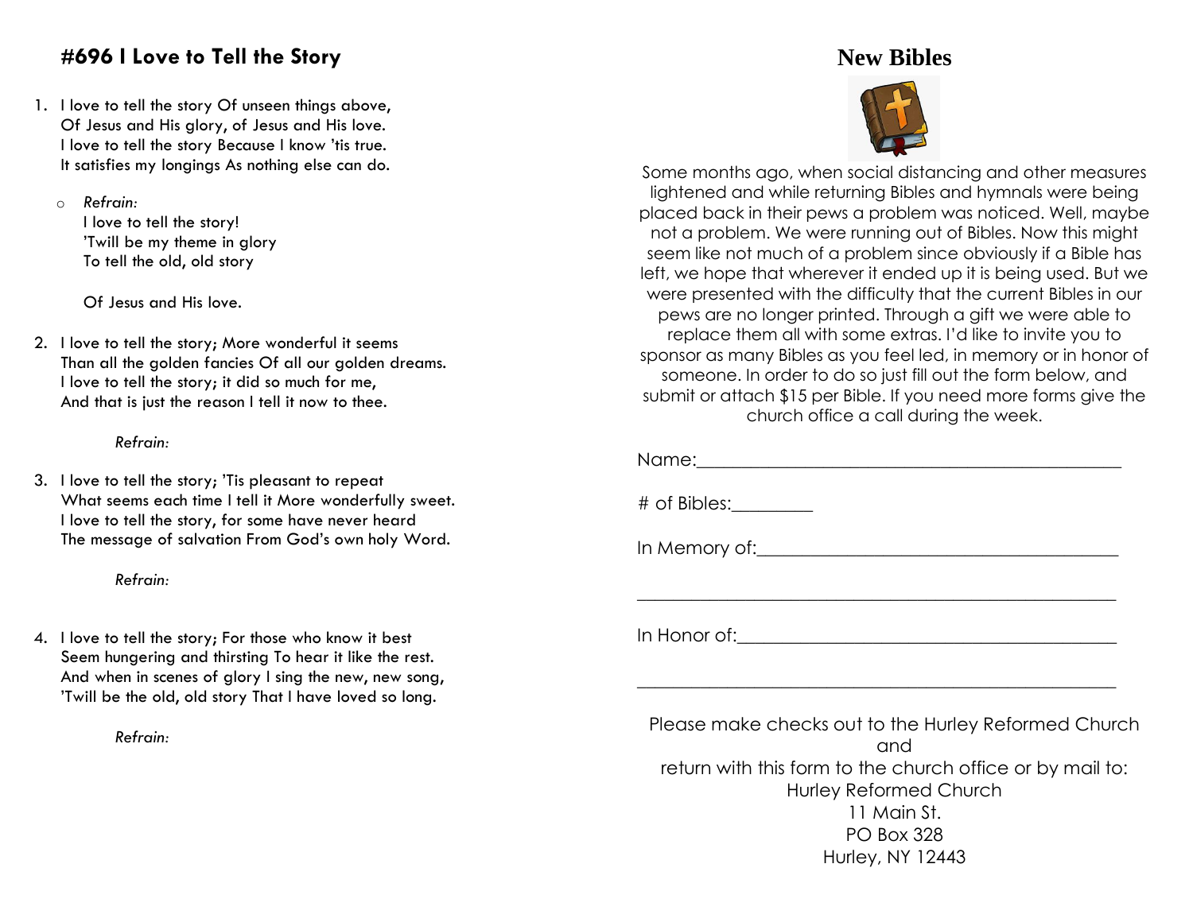### #696 I Love to Tell the Story

1. I love to tell the story Of unseen things above,
   Of Jesus and His glory, of Jesus and His love.
   I love to tell the story Because I know 'tis true.
   It satisfies my longings As nothing else can do.

   - *Refrain:*
     I love to tell the story!
     'Twill be my theme in glory
     To tell the old, old story

     Of Jesus and His love.

2. I love to tell the story; More wonderful it seems
   Than all the golden fancies Of all our golden dreams.
   I love to tell the story; it did so much for me,
   And that is just the reason I tell it now to thee.

   *Refrain:*

3. I love to tell the story; 'Tis pleasant to repeat
   What seems each time I tell it More wonderfully sweet.
   I love to tell the story, for some have never heard
   The message of salvation From God's own holy Word.

   *Refrain:*

4. I love to tell the story; For those who know it best
   Seem hungering and thirsting To hear it like the rest.
   And when in scenes of glory I sing the new, new song,
   'Twill be the old, old story That I have loved so long.

   *Refrain:*

## New Bibles

Some months ago, when social distancing and other measures lightened and while returning Bibles and hymnals were being placed back in their pews a problem was noticed. Well, maybe not a problem. We were running out of Bibles. Now this might seem like not much of a problem since obviously if a Bible has left, we hope that wherever it ended up it is being used. But we were presented with the difficulty that the current Bibles in our pews are no longer printed. Through a gift we were able to replace them all with some extras. I'd like to invite you to sponsor as many Bibles as you feel led, in memory or in honor of someone. In order to do so just fill out the form below, and submit or attach $15 per Bible. If you need more forms give the church office a call during the week.

Name:_______________________________________________

# of Bibles:_________

In Memory of:________________________________________

_____________________________________________________

In Honor of:_________________________________________

_____________________________________________________

Please make checks out to the Hurley Reformed Church
and
return with this form to the church office or by mail to:
Hurley Reformed Church
11 Main St.
PO Box 328
Hurley, NY 12443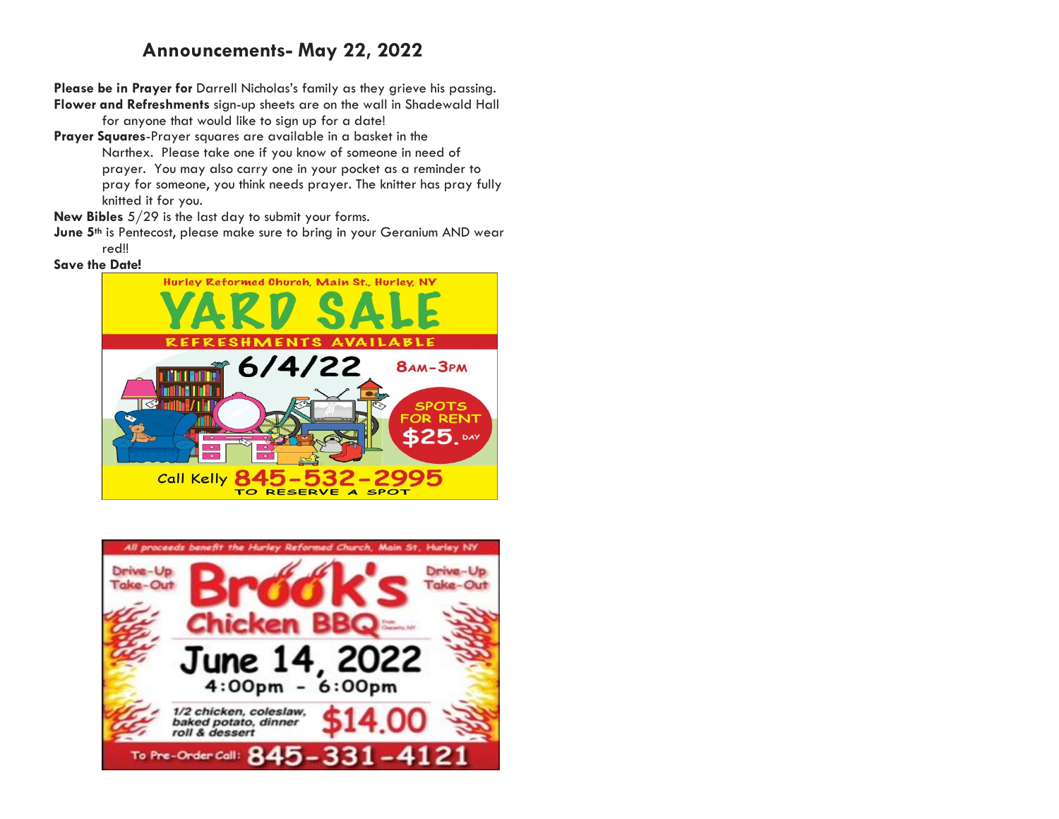## Announcements- May 22, 2022

**Please be in Prayer for** Darrell Nicholas's family as they grieve his passing.

**Flower and Refreshments** sign-up sheets are on the wall in Shadewald Hall for anyone that would like to sign up for a date!

**Prayer Squares**-Prayer squares are available in a basket in the Narthex. Please take one if you know of someone in need of prayer. You may also carry one in your pocket as a reminder to pray for someone, you think needs prayer. The knitter has pray fully knitted it for you.

**New Bibles** 5/29 is the last day to submit your forms.

**June 5th** is Pentecost, please make sure to bring in your Geranium AND wear red!!

**Save the Date!**

Hurley Reformed Church, Main St., Hurley, NY

YARD SALE

REFRESHMENTS AVAILABLE

6/4/22

8AM-3PM

SPOTS FOR RENT $25. DAY

Call Kelly 845-532-2995 TO RESERVE A SPOT

All proceeds benefit the Hurley Reformed Church, Main St, Hurley NY

Drive-Up Take-Out

Brook's Chicken BBQ

June 14, 2022

4:00pm - 6:00pm

1/2 chicken, coleslaw, baked potato, dinner roll & dessert

$14.00

To Pre-Order Call: 845-331-4121